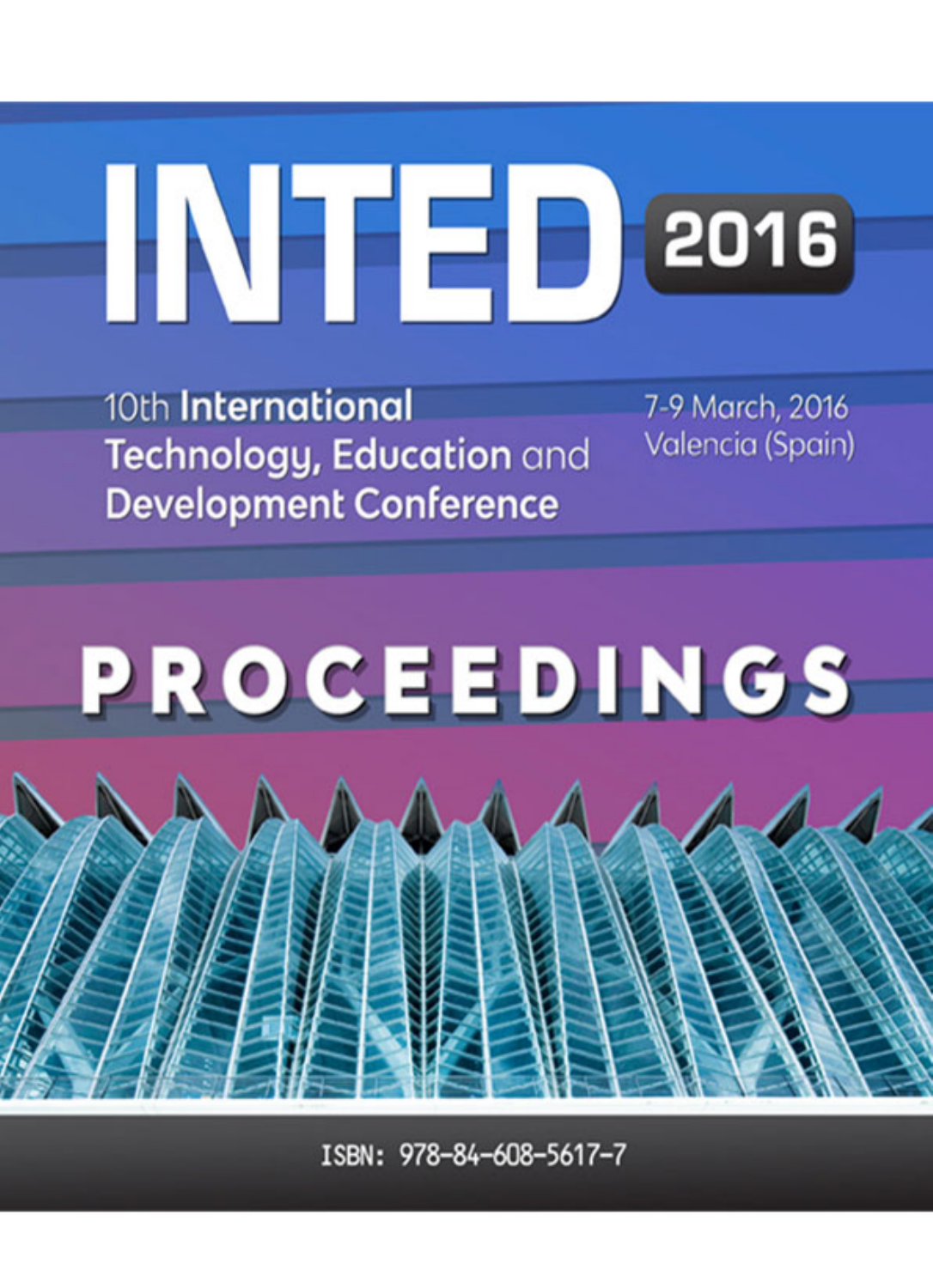# INTED 2016

10th International Technology, Education and Development Conference

7-9 March, 2016
Valencia (Spain)

# PROCEEDINGS

ISBN: 978-84-608-5617-7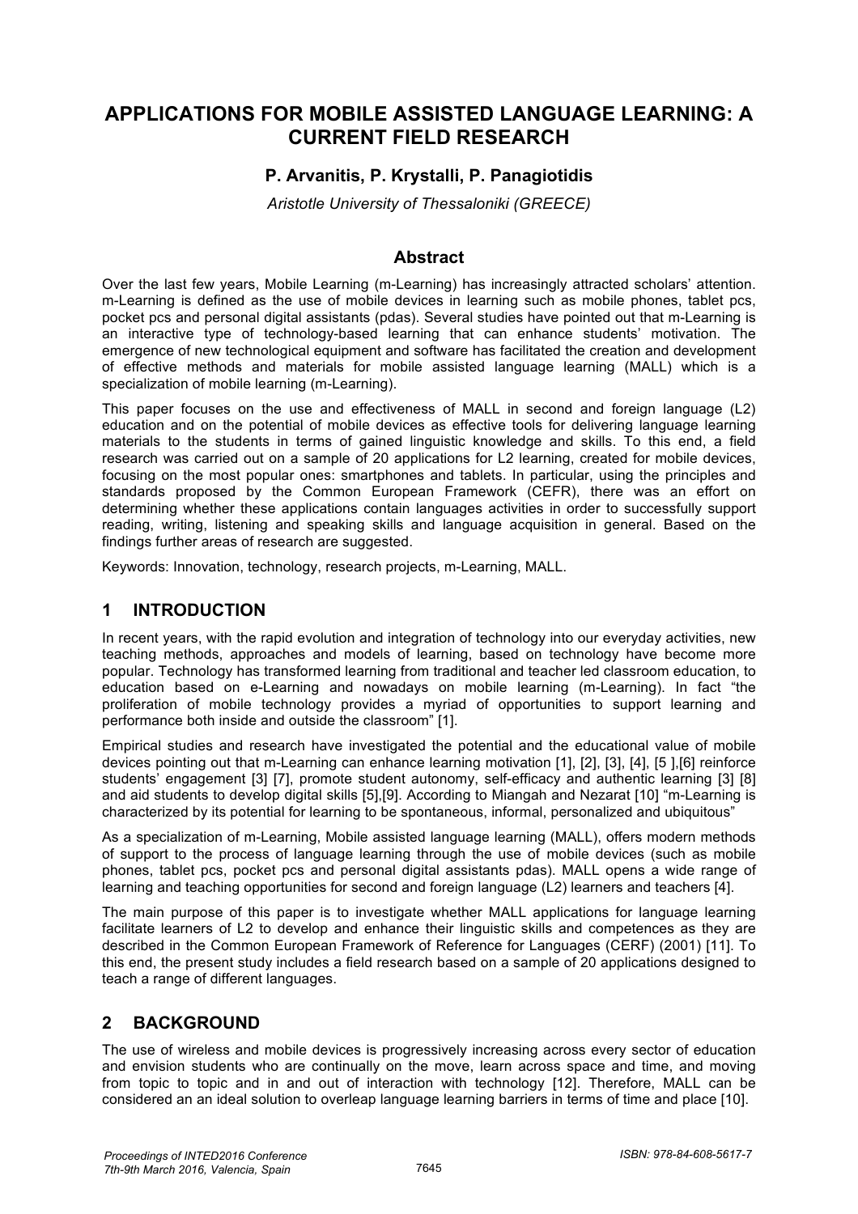# APPLICATIONS FOR MOBILE ASSISTED LANGUAGE LEARNING: A CURRENT FIELD RESEARCH

**P. Arvanitis, P. Krystalli, P. Panagiotidis**

*Aristotle University of Thessaloniki (GREECE)*

## Abstract

Over the last few years, Mobile Learning (m-Learning) has increasingly attracted scholars' attention. m-Learning is defined as the use of mobile devices in learning such as mobile phones, tablet pcs, pocket pcs and personal digital assistants (pdas). Several studies have pointed out that m-Learning is an interactive type of technology-based learning that can enhance students' motivation. The emergence of new technological equipment and software has facilitated the creation and development of effective methods and materials for mobile assisted language learning (MALL) which is a specialization of mobile learning (m-Learning).

This paper focuses on the use and effectiveness of MALL in second and foreign language (L2) education and on the potential of mobile devices as effective tools for delivering language learning materials to the students in terms of gained linguistic knowledge and skills. To this end, a field research was carried out on a sample of 20 applications for L2 learning, created for mobile devices, focusing on the most popular ones: smartphones and tablets. In particular, using the principles and standards proposed by the Common European Framework (CEFR), there was an effort on determining whether these applications contain languages activities in order to successfully support reading, writing, listening and speaking skills and language acquisition in general. Based on the findings further areas of research are suggested.

Keywords: Innovation, technology, research projects, m-Learning, MALL.

## 1 INTRODUCTION

In recent years, with the rapid evolution and integration of technology into our everyday activities, new teaching methods, approaches and models of learning, based on technology have become more popular. Technology has transformed learning from traditional and teacher led classroom education, to education based on e-Learning and nowadays on mobile learning (m-Learning). In fact "the proliferation of mobile technology provides a myriad of opportunities to support learning and performance both inside and outside the classroom" [1].

Empirical studies and research have investigated the potential and the educational value of mobile devices pointing out that m-Learning can enhance learning motivation [1], [2], [3], [4], [5 ],[6] reinforce students' engagement [3] [7], promote student autonomy, self-efficacy and authentic learning [3] [8] and aid students to develop digital skills [5],[9]. According to Miangah and Nezarat [10] "m-Learning is characterized by its potential for learning to be spontaneous, informal, personalized and ubiquitous"

As a specialization of m-Learning, Mobile assisted language learning (MALL), offers modern methods of support to the process of language learning through the use of mobile devices (such as mobile phones, tablet pcs, pocket pcs and personal digital assistants pdas). MALL opens a wide range of learning and teaching opportunities for second and foreign language (L2) learners and teachers [4].

The main purpose of this paper is to investigate whether MALL applications for language learning facilitate learners of L2 to develop and enhance their linguistic skills and competences as they are described in the Common European Framework of Reference for Languages (CERF) (2001) [11]. To this end, the present study includes a field research based on a sample of 20 applications designed to teach a range of different languages.

## 2 BACKGROUND

The use of wireless and mobile devices is progressively increasing across every sector of education and envision students who are continually on the move, learn across space and time, and moving from topic to topic and in and out of interaction with technology [12]. Therefore, MALL can be considered an an ideal solution to overleap language learning barriers in terms of time and place [10].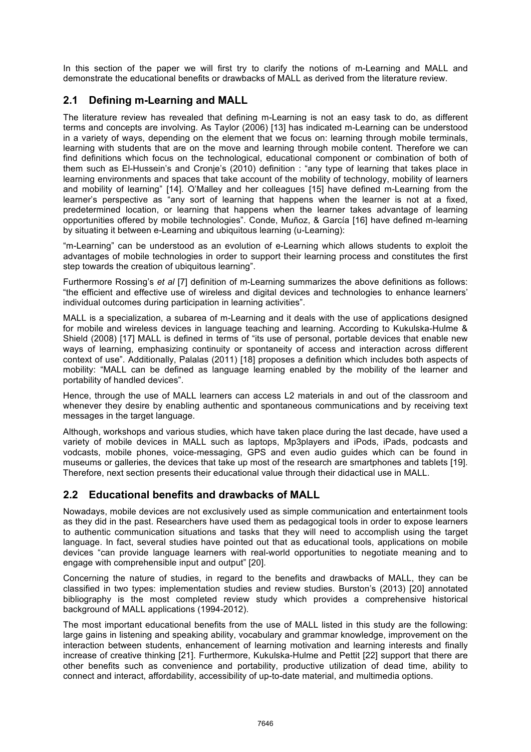In this section of the paper we will first try to clarify the notions of m-Learning and MALL and demonstrate the educational benefits or drawbacks of MALL as derived from the literature review.

## 2.1 Defining m-Learning and MALL

The literature review has revealed that defining m-Learning is not an easy task to do, as different terms and concepts are involving. As Taylor (2006) [13] has indicated m-Learning can be understood in a variety of ways, depending on the element that we focus on: learning through mobile terminals, learning with students that are on the move and learning through mobile content. Therefore we can find definitions which focus on the technological, educational component or combination of both of them such as El-Hussein's and Cronje's (2010) definition : "any type of learning that takes place in learning environments and spaces that take account of the mobility of technology, mobility of learners and mobility of learning" [14]. O'Malley and her colleagues [15] have defined m-Learning from the learner's perspective as "any sort of learning that happens when the learner is not at a fixed, predetermined location, or learning that happens when the learner takes advantage of learning opportunities offered by mobile technologies". Conde, Muñoz, & García [16] have defined m-learning by situating it between e-Learning and ubiquitous learning (u-Learning):

"m-Learning" can be understood as an evolution of e-Learning which allows students to exploit the advantages of mobile technologies in order to support their learning process and constitutes the first step towards the creation of ubiquitous learning".

Furthermore Rossing's *et al* [7] definition of m-Learning summarizes the above definitions as follows: "the efficient and effective use of wireless and digital devices and technologies to enhance learners' individual outcomes during participation in learning activities".

MALL is a specialization, a subarea of m-Learning and it deals with the use of applications designed for mobile and wireless devices in language teaching and learning. According to Kukulska-Hulme & Shield (2008) [17] MALL is defined in terms of "its use of personal, portable devices that enable new ways of learning, emphasizing continuity or spontaneity of access and interaction across different context of use". Additionally, Palalas (2011) [18] proposes a definition which includes both aspects of mobility: "MALL can be defined as language learning enabled by the mobility of the learner and portability of handled devices".

Hence, through the use of MALL learners can access L2 materials in and out of the classroom and whenever they desire by enabling authentic and spontaneous communications and by receiving text messages in the target language.

Although, workshops and various studies, which have taken place during the last decade, have used a variety of mobile devices in MALL such as laptops, Mp3players and iPods, iPads, podcasts and vodcasts, mobile phones, voice-messaging, GPS and even audio guides which can be found in museums or galleries, the devices that take up most of the research are smartphones and tablets [19]. Therefore, next section presents their educational value through their didactical use in MALL.

## 2.2 Educational benefits and drawbacks of MALL

Nowadays, mobile devices are not exclusively used as simple communication and entertainment tools as they did in the past. Researchers have used them as pedagogical tools in order to expose learners to authentic communication situations and tasks that they will need to accomplish using the target language. In fact, several studies have pointed out that as educational tools, applications on mobile devices "can provide language learners with real-world opportunities to negotiate meaning and to engage with comprehensible input and output" [20].

Concerning the nature of studies, in regard to the benefits and drawbacks of MALL, they can be classified in two types: implementation studies and review studies. Burston's (2013) [20] annotated bibliography is the most completed review study which provides a comprehensive historical background of MALL applications (1994-2012).

The most important educational benefits from the use of MALL listed in this study are the following: large gains in listening and speaking ability, vocabulary and grammar knowledge, improvement on the interaction between students, enhancement of learning motivation and learning interests and finally increase of creative thinking [21]. Furthermore, Kukulska-Hulme and Pettit [22] support that there are other benefits such as convenience and portability, productive utilization of dead time, ability to connect and interact, affordability, accessibility of up-to-date material, and multimedia options.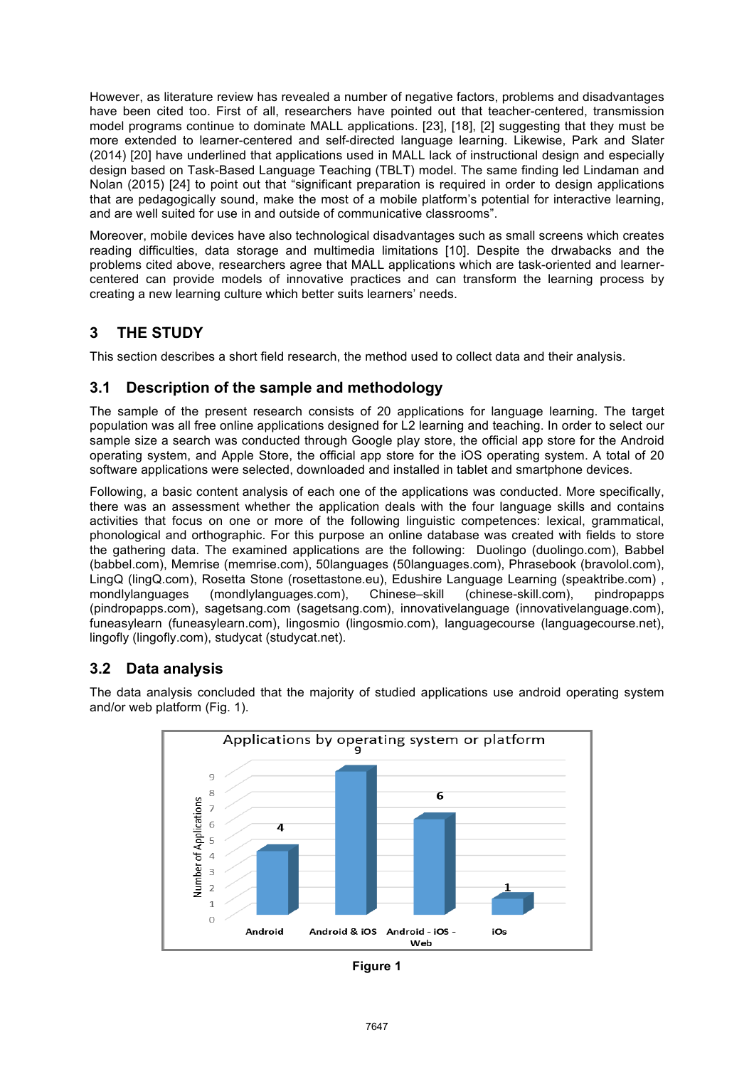However, as literature review has revealed a number of negative factors, problems and disadvantages have been cited too. First of all, researchers have pointed out that teacher-centered, transmission model programs continue to dominate MALL applications. [23], [18], [2] suggesting that they must be more extended to learner-centered and self-directed language learning. Likewise, Park and Slater (2014) [20] have underlined that applications used in MALL lack of instructional design and especially design based on Task-Based Language Teaching (TBLT) model. The same finding led Lindaman and Nolan (2015) [24] to point out that "significant preparation is required in order to design applications that are pedagogically sound, make the most of a mobile platform's potential for interactive learning, and are well suited for use in and outside of communicative classrooms".

Moreover, mobile devices have also technological disadvantages such as small screens which creates reading difficulties, data storage and multimedia limitations [10]. Despite the drwabacks and the problems cited above, researchers agree that MALL applications which are task-oriented and learner-centered can provide models of innovative practices and can transform the learning process by creating a new learning culture which better suits learners' needs.

## 3 THE STUDY

This section describes a short field research, the method used to collect data and their analysis.

### 3.1 Description of the sample and methodology

The sample of the present research consists of 20 applications for language learning. The target population was all free online applications designed for L2 learning and teaching. In order to select our sample size a search was conducted through Google play store, the official app store for the Android operating system, and Apple Store, the official app store for the iOS operating system. A total of 20 software applications were selected, downloaded and installed in tablet and smartphone devices.

Following, a basic content analysis of each one of the applications was conducted. More specifically, there was an assessment whether the application deals with the four language skills and contains activities that focus on one or more of the following linguistic competences: lexical, grammatical, phonological and orthographic. For this purpose an online database was created with fields to store the gathering data. The examined applications are the following: Duolingo (duolingo.com), Babbel (babbel.com), Memrise (memrise.com), 50languages (50languages.com), Phrasebook (bravolol.com), LingQ (lingQ.com), Rosetta Stone (rosettastone.eu), Edushire Language Learning (speaktribe.com), mondlylanguages (mondlylanguages.com), Chinese–skill (chinese-skill.com), pindropapps (pindropapps.com), sagetsang.com (sagetsang.com), innovativelanguage (innovativelanguage.com), funeasylearn (funeasylearn.com), lingosmio (lingosmio.com), languagecourse (languagecourse.net), lingofly (lingofly.com), studycat (studycat.net).

### 3.2 Data analysis

The data analysis concluded that the majority of studied applications use android operating system and/or web platform (Fig. 1).

| Applications by operating system or platform | Number of Applications |
|---|---|
| Android | 4 |
| Android & iOS | 9 |
| Android - iOS - Web | 6 |
| iOs | 1 |

**Figure 1**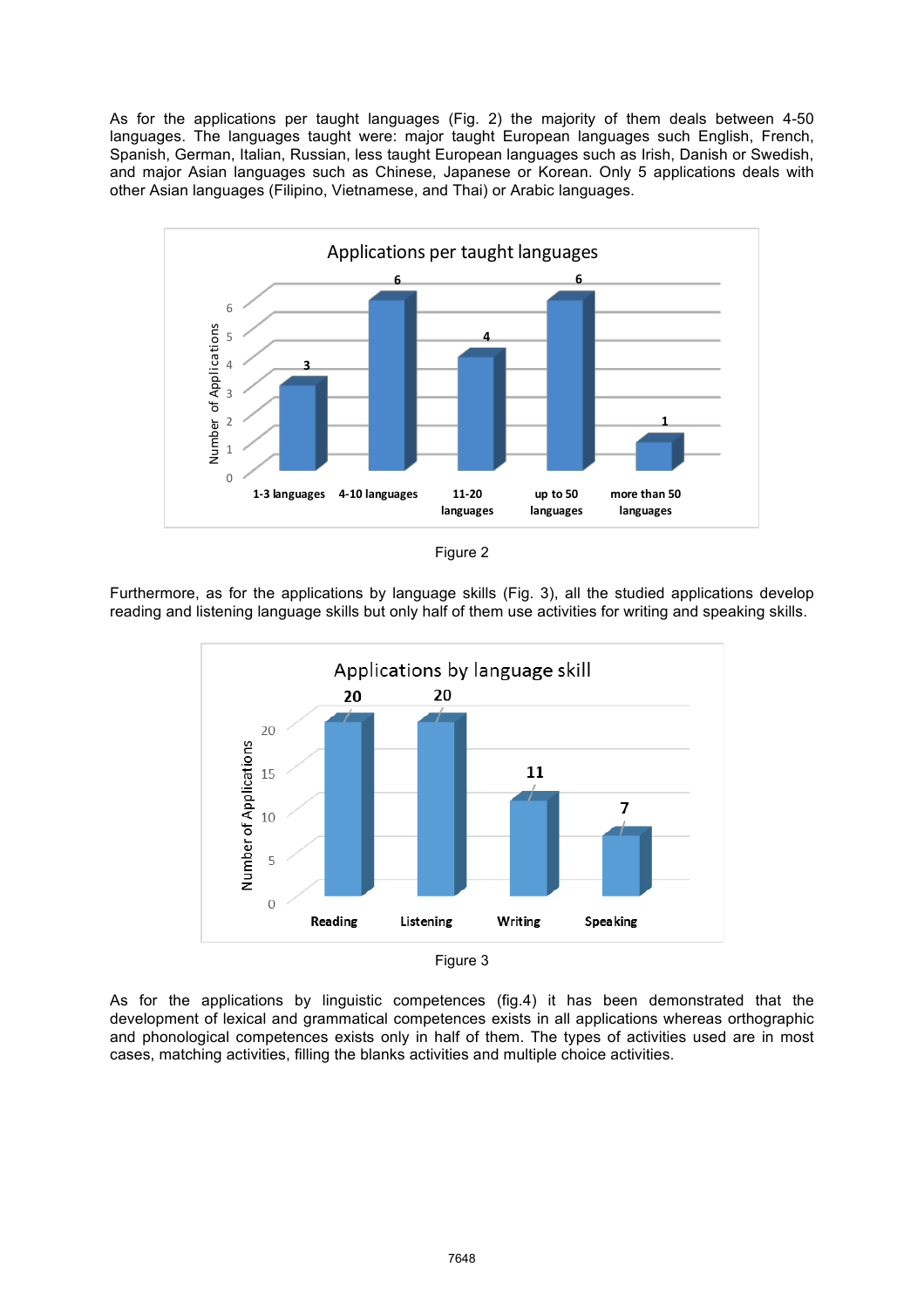As for the applications per taught languages (Fig. 2) the majority of them deals between 4-50 languages. The languages taught were: major taught European languages such English, French, Spanish, German, Italian, Russian, less taught European languages such as Irish, Danish or Swedish, and major Asian languages such as Chinese, Japanese or Korean. Only 5 applications deals with other Asian languages (Filipino, Vietnamese, and Thai) or Arabic languages.

Figure 2

Furthermore, as for the applications by language skills (Fig. 3), all the studied applications develop reading and listening language skills but only half of them use activities for writing and speaking skills.

Figure 3

As for the applications by linguistic competences (fig.4) it has been demonstrated that the development of lexical and grammatical competences exists in all applications whereas orthographic and phonological competences exists only in half of them. The types of activities used are in most cases, matching activities, filling the blanks activities and multiple choice activities.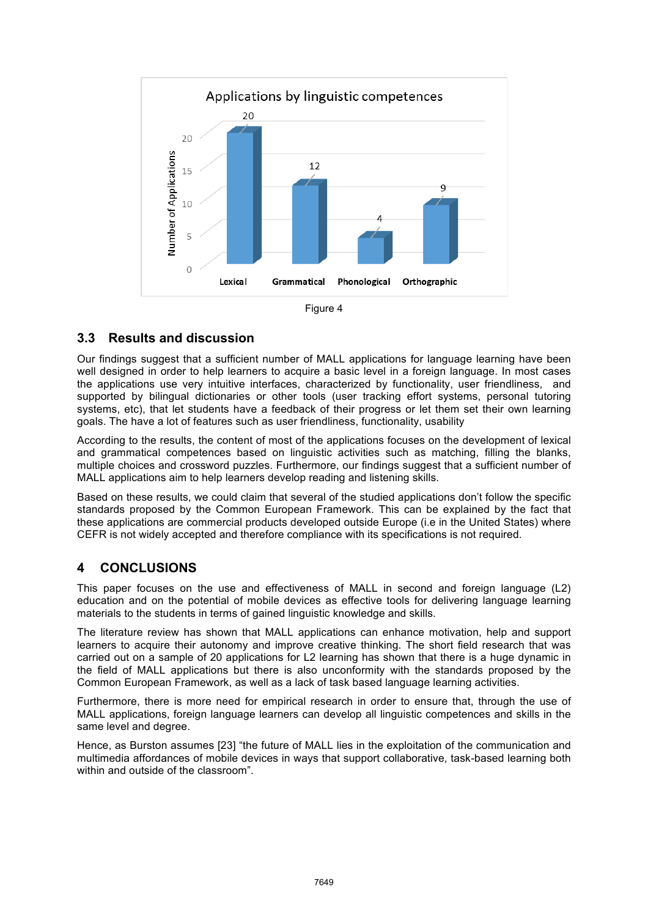Figure 4

### 3.3 Results and discussion

Our findings suggest that a sufficient number of MALL applications for language learning have been well designed in order to help learners to acquire a basic level in a foreign language. In most cases the applications use very intuitive interfaces, characterized by functionality, user friendliness, and supported by bilingual dictionaries or other tools (user tracking effort systems, personal tutoring systems, etc), that let students have a feedback of their progress or let them set their own learning goals. The have a lot of features such as user friendliness, functionality, usability

According to the results, the content of most of the applications focuses on the development of lexical and grammatical competences based on linguistic activities such as matching, filling the blanks, multiple choices and crossword puzzles. Furthermore, our findings suggest that a sufficient number of MALL applications aim to help learners develop reading and listening skills.

Based on these results, we could claim that several of the studied applications don't follow the specific standards proposed by the Common European Framework. This can be explained by the fact that these applications are commercial products developed outside Europe (i.e in the United States) where CEFR is not widely accepted and therefore compliance with its specifications is not required.

## 4 CONCLUSIONS

This paper focuses on the use and effectiveness of MALL in second and foreign language (L2) education and on the potential of mobile devices as effective tools for delivering language learning materials to the students in terms of gained linguistic knowledge and skills.

The literature review has shown that MALL applications can enhance motivation, help and support learners to acquire their autonomy and improve creative thinking. The short field research that was carried out on a sample of 20 applications for L2 learning has shown that there is a huge dynamic in the field of MALL applications but there is also unconformity with the standards proposed by the Common European Framework, as well as a lack of task based language learning activities.

Furthermore, there is more need for empirical research in order to ensure that, through the use of MALL applications, foreign language learners can develop all linguistic competences and skills in the same level and degree.

Hence, as Burston assumes [23] "the future of MALL lies in the exploitation of the communication and multimedia affordances of mobile devices in ways that support collaborative, task-based learning both within and outside of the classroom".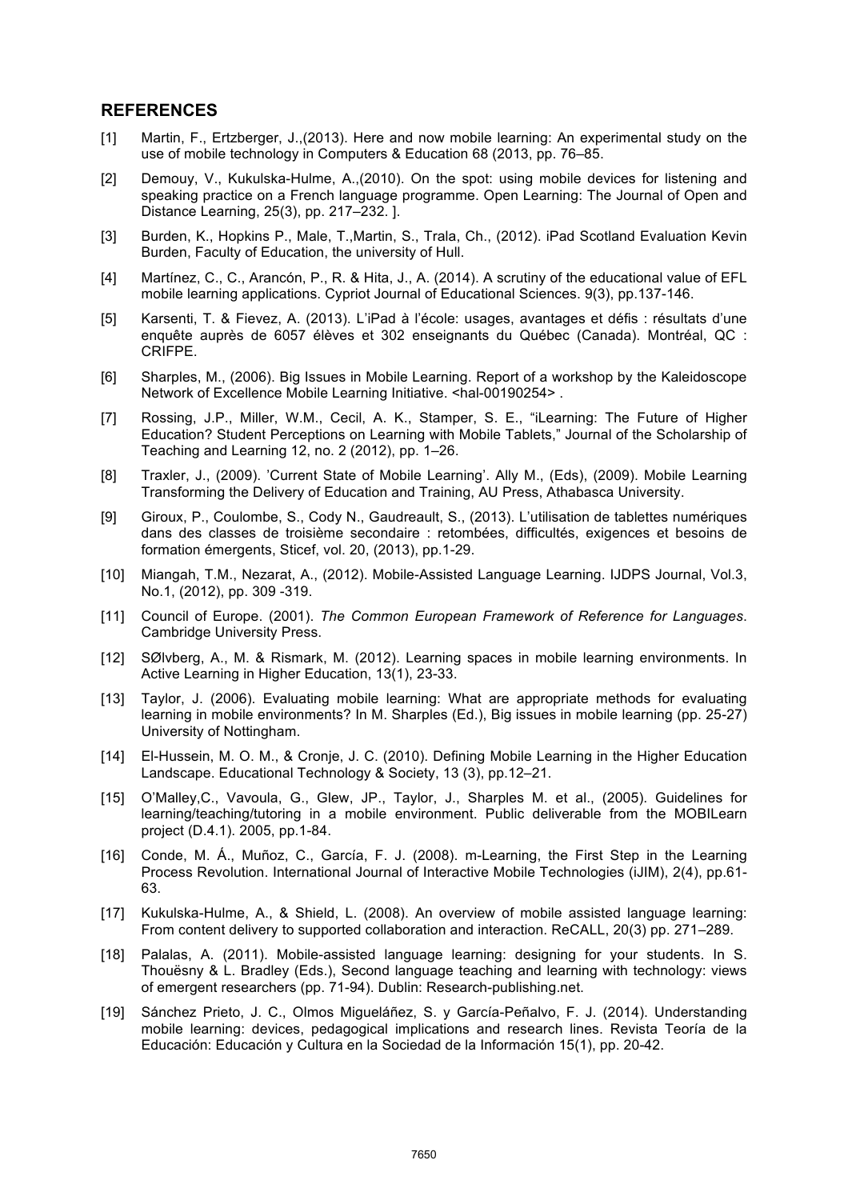## REFERENCES

[1] Martin, F., Ertzberger, J.,(2013). Here and now mobile learning: An experimental study on the use of mobile technology in Computers & Education 68 (2013, pp. 76–85.

[2] Demouy, V., Kukulska-Hulme, A.,(2010). On the spot: using mobile devices for listening and speaking practice on a French language programme. Open Learning: The Journal of Open and Distance Learning, 25(3), pp. 217–232. ].

[3] Burden, K., Hopkins P., Male, T.,Martin, S., Trala, Ch., (2012). iPad Scotland Evaluation Kevin Burden, Faculty of Education, the university of Hull.

[4] Martínez, C., C., Arancón, P., R. & Hita, J., A. (2014). A scrutiny of the educational value of EFL mobile learning applications. Cypriot Journal of Educational Sciences. 9(3), pp.137-146.

[5] Karsenti, T. & Fievez, A. (2013). L'iPad à l'école: usages, avantages et défis : résultats d'une enquête auprès de 6057 élèves et 302 enseignants du Québec (Canada). Montréal, QC : CRIFPE.

[6] Sharples, M., (2006). Big Issues in Mobile Learning. Report of a workshop by the Kaleidoscope Network of Excellence Mobile Learning Initiative. <hal-00190254> .

[7] Rossing, J.P., Miller, W.M., Cecil, A. K., Stamper, S. E., "iLearning: The Future of Higher Education? Student Perceptions on Learning with Mobile Tablets," Journal of the Scholarship of Teaching and Learning 12, no. 2 (2012), pp. 1–26.

[8] Traxler, J., (2009). 'Current State of Mobile Learning'. Ally M., (Eds), (2009). Mobile Learning Transforming the Delivery of Education and Training, AU Press, Athabasca University.

[9] Giroux, P., Coulombe, S., Cody N., Gaudreault, S., (2013). L'utilisation de tablettes numériques dans des classes de troisième secondaire : retombées, difficultés, exigences et besoins de formation émergents, Sticef, vol. 20, (2013), pp.1-29.

[10] Miangah, T.M., Nezarat, A., (2012). Mobile-Assisted Language Learning. IJDPS Journal, Vol.3, No.1, (2012), pp. 309 -319.

[11] Council of Europe. (2001). *The Common European Framework of Reference for Languages*. Cambridge University Press.

[12] SØlvberg, A., M. & Rismark, M. (2012). Learning spaces in mobile learning environments. In Active Learning in Higher Education, 13(1), 23-33.

[13] Taylor, J. (2006). Evaluating mobile learning: What are appropriate methods for evaluating learning in mobile environments? In M. Sharples (Ed.), Big issues in mobile learning (pp. 25-27) University of Nottingham.

[14] El-Hussein, M. O. M., & Cronje, J. C. (2010). Defining Mobile Learning in the Higher Education Landscape. Educational Technology & Society, 13 (3), pp.12–21.

[15] O'Malley,C., Vavoula, G., Glew, JP., Taylor, J., Sharples M. et al., (2005). Guidelines for learning/teaching/tutoring in a mobile environment. Public deliverable from the MOBILearn project (D.4.1). 2005, pp.1-84.

[16] Conde, M. Á., Muñoz, C., García, F. J. (2008). m-Learning, the First Step in the Learning Process Revolution. International Journal of Interactive Mobile Technologies (iJIM), 2(4), pp.61-63.

[17] Kukulska-Hulme, A., & Shield, L. (2008). An overview of mobile assisted language learning: From content delivery to supported collaboration and interaction. ReCALL, 20(3) pp. 271–289.

[18] Palalas, A. (2011). Mobile-assisted language learning: designing for your students. In S. Thouësny & L. Bradley (Eds.), Second language teaching and learning with technology: views of emergent researchers (pp. 71-94). Dublin: Research-publishing.net.

[19] Sánchez Prieto, J. C., Olmos Migueláñez, S. y García-Peñalvo, F. J. (2014). Understanding mobile learning: devices, pedagogical implications and research lines. Revista Teoría de la Educación: Educación y Cultura en la Sociedad de la Información 15(1), pp. 20-42.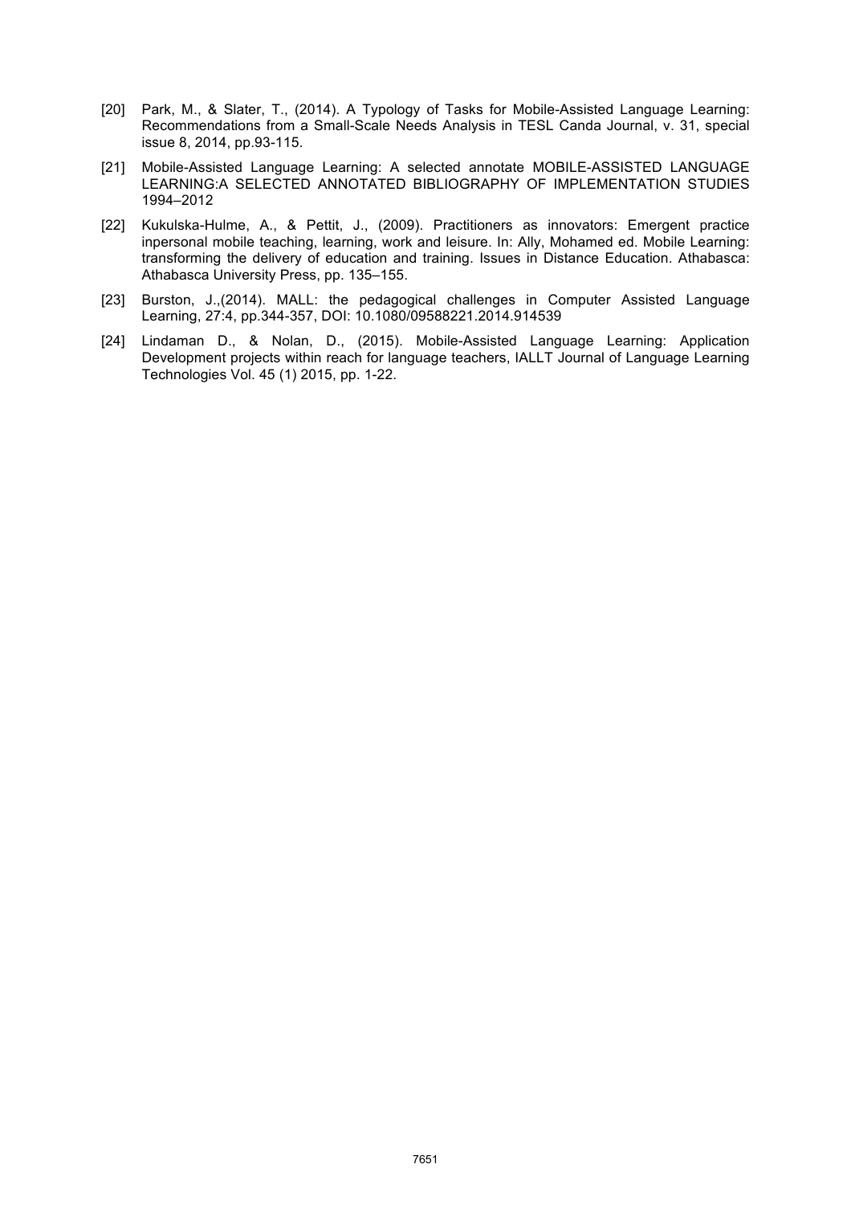[20] Park, M., & Slater, T., (2014). A Typology of Tasks for Mobile-Assisted Language Learning: Recommendations from a Small-Scale Needs Analysis in TESL Canda Journal, v. 31, special issue 8, 2014, pp.93-115.

[21] Mobile-Assisted Language Learning: A selected annotate MOBILE-ASSISTED LANGUAGE LEARNING:A SELECTED ANNOTATED BIBLIOGRAPHY OF IMPLEMENTATION STUDIES 1994–2012

[22] Kukulska-Hulme, A., & Pettit, J., (2009). Practitioners as innovators: Emergent practice inpersonal mobile teaching, learning, work and leisure. In: Ally, Mohamed ed. Mobile Learning: transforming the delivery of education and training. Issues in Distance Education. Athabasca: Athabasca University Press, pp. 135–155.

[23] Burston, J.,(2014). MALL: the pedagogical challenges in Computer Assisted Language Learning, 27:4, pp.344-357, DOI: 10.1080/09588221.2014.914539

[24] Lindaman D., & Nolan, D., (2015). Mobile-Assisted Language Learning: Application Development projects within reach for language teachers, IALLT Journal of Language Learning Technologies Vol. 45 (1) 2015, pp. 1-22.